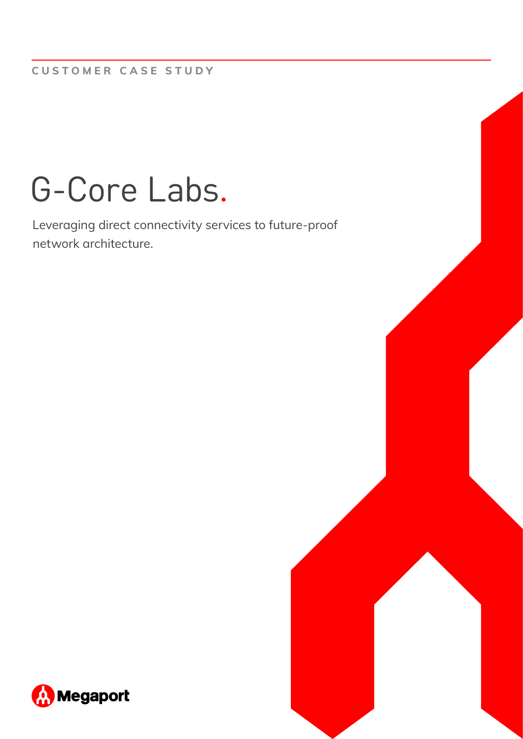CUSTOMER CASE STUDY

# G-Core Labs.

Leveraging direct connectivity services to future-proof network architecture.

Megaport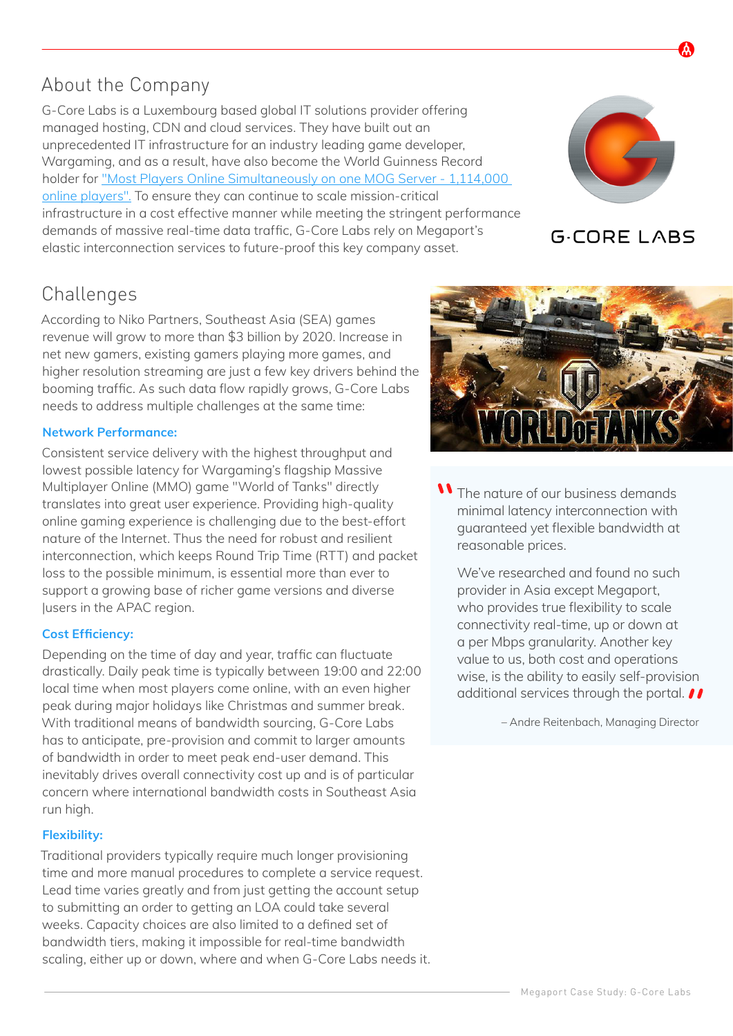## About the Company

G-Core Labs is a Luxembourg based global IT solutions provider offering managed hosting, CDN and cloud services. They have built out an unprecedented IT infrastructure for an industry leading game developer, Wargaming, and as a result, have also become the World Guinness Record holder for "Most Players Online Simultaneously on one MOG Server - 1,114,000 online players". To ensure they can continue to scale mission-critical infrastructure in a cost effective manner while meeting the stringent performance demands of massive real-time data traffic, G-Core Labs rely on Megaport's elastic interconnection services to future-proof this key company asset.

## Challenges

According to Niko Partners, Southeast Asia (SEA) games revenue will grow to more than $3 billion by 2020. Increase in net new gamers, existing gamers playing more games, and higher resolution streaming are just a few key drivers behind the booming traffic. As such data flow rapidly grows, G-Core Labs needs to address multiple challenges at the same time:

### Network Performance:

Consistent service delivery with the highest throughput and lowest possible latency for Wargaming's flagship Massive Multiplayer Online (MMO) game "World of Tanks" directly translates into great user experience. Providing high-quality online gaming experience is challenging due to the best-effort nature of the Internet. Thus the need for robust and resilient interconnection, which keeps Round Trip Time (RTT) and packet loss to the possible minimum, is essential more than ever to support a growing base of richer game versions and diverse |users in the APAC region.

### Cost Efficiency:

Depending on the time of day and year, traffic can fluctuate drastically. Daily peak time is typically between 19:00 and 22:00 local time when most players come online, with an even higher peak during major holidays like Christmas and summer break. With traditional means of bandwidth sourcing, G-Core Labs has to anticipate, pre-provision and commit to larger amounts of bandwidth in order to meet peak end-user demand. This inevitably drives overall connectivity cost up and is of particular concern where international bandwidth costs in Southeast Asia run high.

### Flexibility:

Traditional providers typically require much longer provisioning time and more manual procedures to complete a service request. Lead time varies greatly and from just getting the account setup to submitting an order to getting an LOA could take several weeks. Capacity choices are also limited to a defined set of bandwidth tiers, making it impossible for real-time bandwidth scaling, either up or down, where and when G-Core Labs needs it.

> "The nature of our business demands minimal latency interconnection with guaranteed yet flexible bandwidth at reasonable prices.
>
> We've researched and found no such provider in Asia except Megaport, who provides true flexibility to scale connectivity real-time, up or down at a per Mbps granularity. Another key value to us, both cost and operations wise, is the ability to easily self-provision additional services through the portal."
>
> – Andre Reitenbach, Managing Director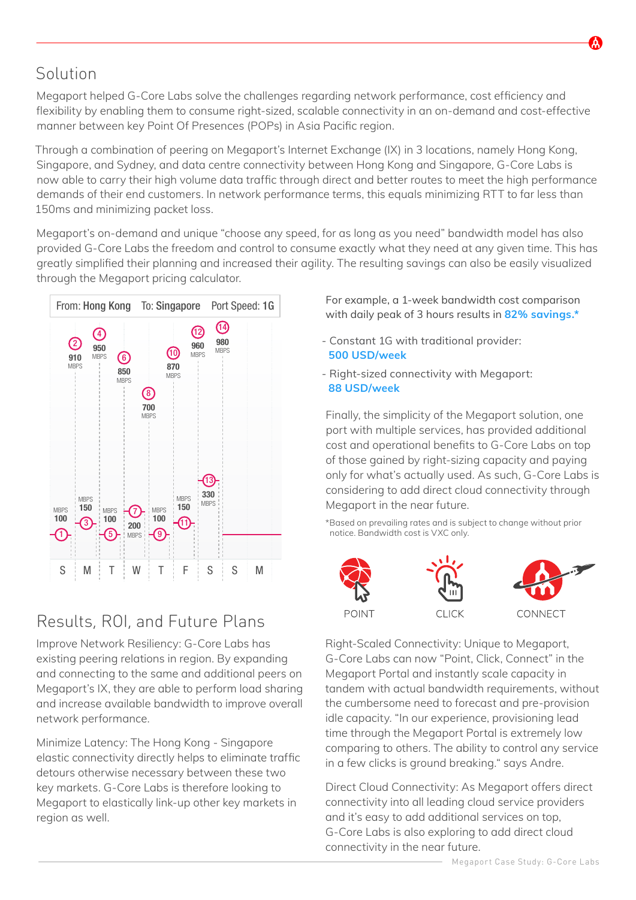## Solution

Megaport helped G-Core Labs solve the challenges regarding network performance, cost efficiency and flexibility by enabling them to consume right-sized, scalable connectivity in an on-demand and cost-effective manner between key Point Of Presences (POPs) in Asia Pacific region.

Through a combination of peering on Megaport's Internet Exchange (IX) in 3 locations, namely Hong Kong, Singapore, and Sydney, and data centre connectivity between Hong Kong and Singapore, G-Core Labs is now able to carry their high volume data traffic through direct and better routes to meet the high performance demands of their end customers. In network performance terms, this equals minimizing RTT to far less than 150ms and minimizing packet loss.

Megaport's on-demand and unique "choose any speed, for as long as you need" bandwidth model has also provided G-Core Labs the freedom and control to consume exactly what they need at any given time. This has greatly simplified their planning and increased their agility. The resulting savings can also be easily visualized through the Megaport pricing calculator.

From: **Hong Kong** To: **Singapore** Port Speed: **1G**

| Point | Speed |
|---|---|
| 1 | 100 MBPS |
| 2 | 910 MBPS |
| 3 | 150 MBPS |
| 4 | 950 MBPS |
| 5 | 100 MBPS |
| 6 | 850 MBPS |
| 7 | 200 MBPS |
| 8 | 700 MBPS |
| 9 | 100 MBPS |
| 10 | 870 MBPS |
| 11 | 150 MBPS |
| 12 | 960 MBPS |
| 13 | 330 MBPS |
| 14 | 980 MBPS |

S M T W T F S S M

For example, a 1-week bandwidth cost comparison with daily peak of 3 hours results in **82% savings.***

- Constant 1G with traditional provider: **500 USD/week**
- Right-sized connectivity with Megaport: **88 USD/week**

Finally, the simplicity of the Megaport solution, one port with multiple services, has provided additional cost and operational benefits to G-Core Labs on top of those gained by right-sizing capacity and paying only for what's actually used. As such, G-Core Labs is considering to add direct cloud connectivity through Megaport in the near future.

*Based on prevailing rates and is subject to change without prior notice. Bandwidth cost is VXC only.

POINT CLICK CONNECT

## Results, ROI, and Future Plans

Improve Network Resiliency: G-Core Labs has existing peering relations in region. By expanding and connecting to the same and additional peers on Megaport's IX, they are able to perform load sharing and increase available bandwidth to improve overall network performance.

Minimize Latency: The Hong Kong - Singapore elastic connectivity directly helps to eliminate traffic detours otherwise necessary between these two key markets. G-Core Labs is therefore looking to Megaport to elastically link-up other key markets in region as well.

Right-Scaled Connectivity: Unique to Megaport, G-Core Labs can now "Point, Click, Connect" in the Megaport Portal and instantly scale capacity in tandem with actual bandwidth requirements, without the cumbersome need to forecast and pre-provision idle capacity. "In our experience, provisioning lead time through the Megaport Portal is extremely low comparing to others. The ability to control any service in a few clicks is ground breaking." says Andre.

Direct Cloud Connectivity: As Megaport offers direct connectivity into all leading cloud service providers and it's easy to add additional services on top, G-Core Labs is also exploring to add direct cloud connectivity in the near future.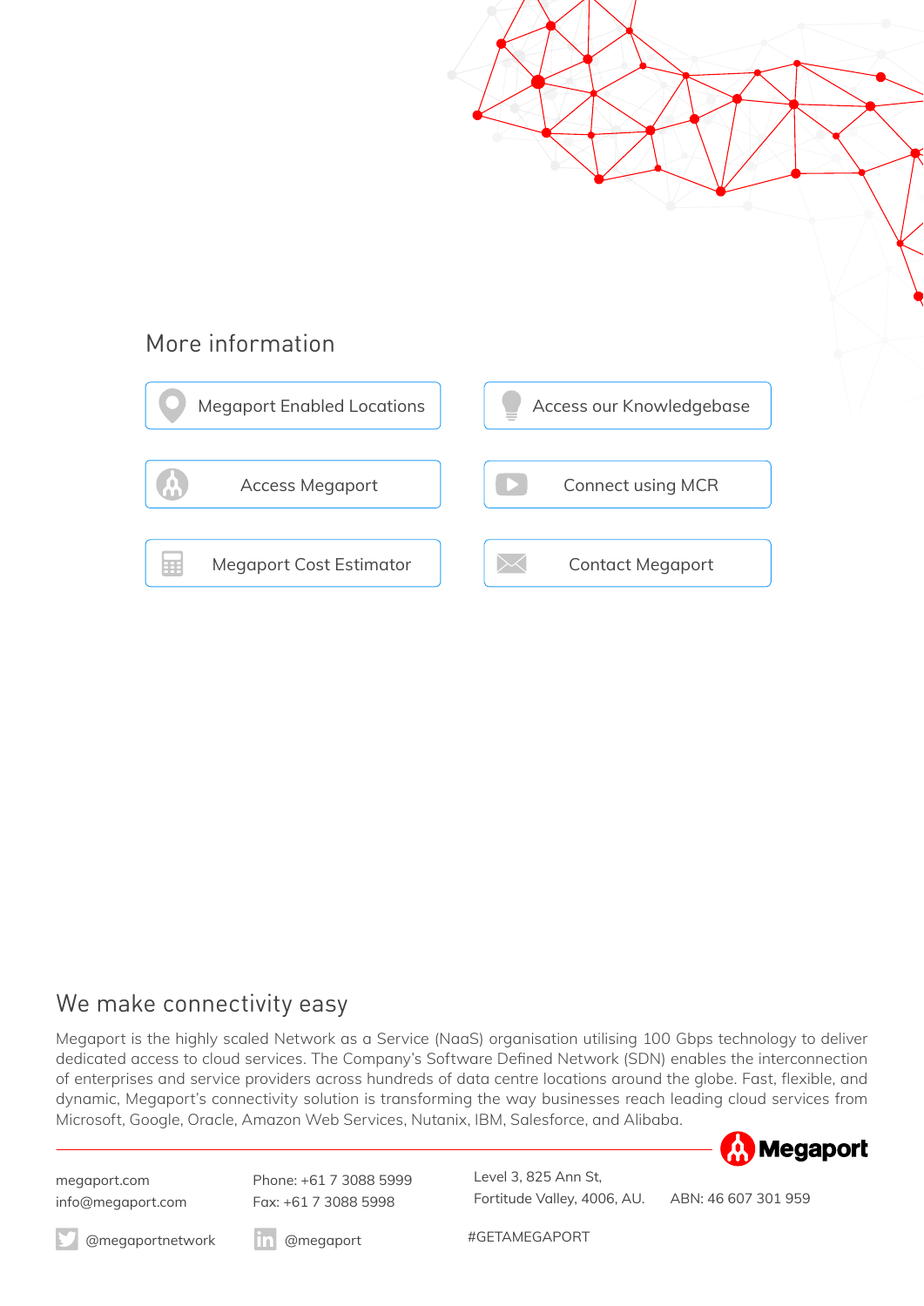## More information

- Megaport Enabled Locations
- Access our Knowledgebase
- Access Megaport
- Connect using MCR
- Megaport Cost Estimator
- Contact Megaport

## We make connectivity easy

Megaport is the highly scaled Network as a Service (NaaS) organisation utilising 100 Gbps technology to deliver dedicated access to cloud services. The Company's Software Defined Network (SDN) enables the interconnection of enterprises and service providers across hundreds of data centre locations around the globe. Fast, flexible, and dynamic, Megaport's connectivity solution is transforming the way businesses reach leading cloud services from Microsoft, Google, Oracle, Amazon Web Services, Nutanix, IBM, Salesforce, and Alibaba.

Megaport

megaport.com
info@megaport.com

Phone: +61 7 3088 5999
Fax: +61 7 3088 5998

Level 3, 825 Ann St,
Fortitude Valley, 4006, AU.

ABN: 46 607 301 959

@megaportnetwork

@megaport

#GETAMEGAPORT